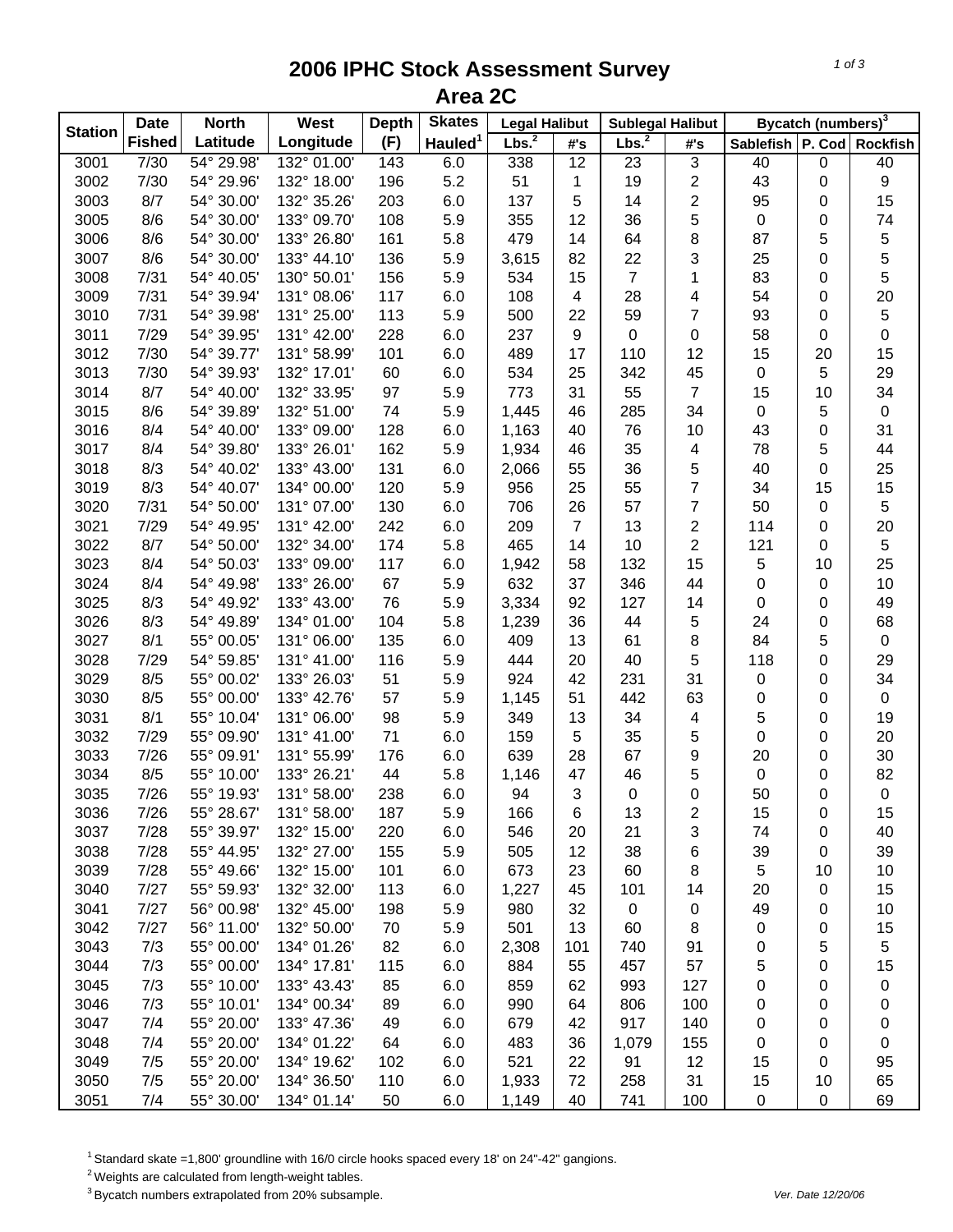# 2006 IPHC Stock Assessment Survey
## Area 2C

| Station | Date Fished | North Latitude | West Longitude | Depth (F) | Skates Hauled[1] | Legal Halibut | | Sublegal Halibut | | Bycatch (numbers)[3] | | |
|---|---|---|---|---|---|---|---|---|---|---|---|---|
| | | | | | | Lbs.[2] | #'s | Lbs.[2] | #'s | Sablefish | P. Cod | Rockfish |
| 3001 | 7/30 | 54° 29.98' | 132° 01.00' | 143 | 6.0 | 338 | 12 | 23 | 3 | 40 | 0 | 40 |
| 3002 | 7/30 | 54° 29.96' | 132° 18.00' | 196 | 5.2 | 51 | 1 | 19 | 2 | 43 | 0 | 9 |
| 3003 | 8/7 | 54° 30.00' | 132° 35.26' | 203 | 6.0 | 137 | 5 | 14 | 2 | 95 | 0 | 15 |
| 3005 | 8/6 | 54° 30.00' | 133° 09.70' | 108 | 5.9 | 355 | 12 | 36 | 5 | 0 | 0 | 74 |
| 3006 | 8/6 | 54° 30.00' | 133° 26.80' | 161 | 5.8 | 479 | 14 | 64 | 8 | 87 | 5 | 5 |
| 3007 | 8/6 | 54° 30.00' | 133° 44.10' | 136 | 5.9 | 3,615 | 82 | 22 | 3 | 25 | 0 | 5 |
| 3008 | 7/31 | 54° 40.05' | 130° 50.01' | 156 | 5.9 | 534 | 15 | 7 | 1 | 83 | 0 | 5 |
| 3009 | 7/31 | 54° 39.94' | 131° 08.06' | 117 | 6.0 | 108 | 4 | 28 | 4 | 54 | 0 | 20 |
| 3010 | 7/31 | 54° 39.98' | 131° 25.00' | 113 | 5.9 | 500 | 22 | 59 | 7 | 93 | 0 | 5 |
| 3011 | 7/29 | 54° 39.95' | 131° 42.00' | 228 | 6.0 | 237 | 9 | 0 | 0 | 58 | 0 | 0 |
| 3012 | 7/30 | 54° 39.77' | 131° 58.99' | 101 | 6.0 | 489 | 17 | 110 | 12 | 15 | 20 | 15 |
| 3013 | 7/30 | 54° 39.93' | 132° 17.01' | 60 | 6.0 | 534 | 25 | 342 | 45 | 0 | 5 | 29 |
| 3014 | 8/7 | 54° 40.00' | 132° 33.95' | 97 | 5.9 | 773 | 31 | 55 | 7 | 15 | 10 | 34 |
| 3015 | 8/6 | 54° 39.89' | 132° 51.00' | 74 | 5.9 | 1,445 | 46 | 285 | 34 | 0 | 5 | 0 |
| 3016 | 8/4 | 54° 40.00' | 133° 09.00' | 128 | 6.0 | 1,163 | 40 | 76 | 10 | 43 | 0 | 31 |
| 3017 | 8/4 | 54° 39.80' | 133° 26.01' | 162 | 5.9 | 1,934 | 46 | 35 | 4 | 78 | 5 | 44 |
| 3018 | 8/3 | 54° 40.02' | 133° 43.00' | 131 | 6.0 | 2,066 | 55 | 36 | 5 | 40 | 0 | 25 |
| 3019 | 8/3 | 54° 40.07' | 134° 00.00' | 120 | 5.9 | 956 | 25 | 55 | 7 | 34 | 15 | 15 |
| 3020 | 7/31 | 54° 50.00' | 131° 07.00' | 130 | 6.0 | 706 | 26 | 57 | 7 | 50 | 0 | 5 |
| 3021 | 7/29 | 54° 49.95' | 131° 42.00' | 242 | 6.0 | 209 | 7 | 13 | 2 | 114 | 0 | 20 |
| 3022 | 8/7 | 54° 50.00' | 132° 34.00' | 174 | 5.8 | 465 | 14 | 10 | 2 | 121 | 0 | 5 |
| 3023 | 8/4 | 54° 50.03' | 133° 09.00' | 117 | 6.0 | 1,942 | 58 | 132 | 15 | 5 | 10 | 25 |
| 3024 | 8/4 | 54° 49.98' | 133° 26.00' | 67 | 5.9 | 632 | 37 | 346 | 44 | 0 | 0 | 10 |
| 3025 | 8/3 | 54° 49.92' | 133° 43.00' | 76 | 5.9 | 3,334 | 92 | 127 | 14 | 0 | 0 | 49 |
| 3026 | 8/3 | 54° 49.89' | 134° 01.00' | 104 | 5.8 | 1,239 | 36 | 44 | 5 | 24 | 0 | 68 |
| 3027 | 8/1 | 55° 00.05' | 131° 06.00' | 135 | 6.0 | 409 | 13 | 61 | 8 | 84 | 5 | 0 |
| 3028 | 7/29 | 54° 59.85' | 131° 41.00' | 116 | 5.9 | 444 | 20 | 40 | 5 | 118 | 0 | 29 |
| 3029 | 8/5 | 55° 00.02' | 133° 26.03' | 51 | 5.9 | 924 | 42 | 231 | 31 | 0 | 0 | 34 |
| 3030 | 8/5 | 55° 00.00' | 133° 42.76' | 57 | 5.9 | 1,145 | 51 | 442 | 63 | 0 | 0 | 0 |
| 3031 | 8/1 | 55° 10.04' | 131° 06.00' | 98 | 5.9 | 349 | 13 | 34 | 4 | 5 | 0 | 19 |
| 3032 | 7/29 | 55° 09.90' | 131° 41.00' | 71 | 6.0 | 159 | 5 | 35 | 5 | 0 | 0 | 20 |
| 3033 | 7/26 | 55° 09.91' | 131° 55.99' | 176 | 6.0 | 639 | 28 | 67 | 9 | 20 | 0 | 30 |
| 3034 | 8/5 | 55° 10.00' | 133° 26.21' | 44 | 5.8 | 1,146 | 47 | 46 | 5 | 0 | 0 | 82 |
| 3035 | 7/26 | 55° 19.93' | 131° 58.00' | 238 | 6.0 | 94 | 3 | 0 | 0 | 50 | 0 | 0 |
| 3036 | 7/26 | 55° 28.67' | 131° 58.00' | 187 | 5.9 | 166 | 6 | 13 | 2 | 15 | 0 | 15 |
| 3037 | 7/28 | 55° 39.97' | 132° 15.00' | 220 | 6.0 | 546 | 20 | 21 | 3 | 74 | 0 | 40 |
| 3038 | 7/28 | 55° 44.95' | 132° 27.00' | 155 | 5.9 | 505 | 12 | 38 | 6 | 39 | 0 | 39 |
| 3039 | 7/28 | 55° 49.66' | 132° 15.00' | 101 | 6.0 | 673 | 23 | 60 | 8 | 5 | 10 | 10 |
| 3040 | 7/27 | 55° 59.93' | 132° 32.00' | 113 | 6.0 | 1,227 | 45 | 101 | 14 | 20 | 0 | 15 |
| 3041 | 7/27 | 56° 00.98' | 132° 45.00' | 198 | 5.9 | 980 | 32 | 0 | 0 | 49 | 0 | 10 |
| 3042 | 7/27 | 56° 11.00' | 132° 50.00' | 70 | 5.9 | 501 | 13 | 60 | 8 | 0 | 0 | 15 |
| 3043 | 7/3 | 55° 00.00' | 134° 01.26' | 82 | 6.0 | 2,308 | 101 | 740 | 91 | 0 | 5 | 5 |
| 3044 | 7/3 | 55° 00.00' | 134° 17.81' | 115 | 6.0 | 884 | 55 | 457 | 57 | 5 | 0 | 15 |
| 3045 | 7/3 | 55° 10.00' | 133° 43.43' | 85 | 6.0 | 859 | 62 | 993 | 127 | 0 | 0 | 0 |
| 3046 | 7/3 | 55° 10.01' | 134° 00.34' | 89 | 6.0 | 990 | 64 | 806 | 100 | 0 | 0 | 0 |
| 3047 | 7/4 | 55° 20.00' | 133° 47.36' | 49 | 6.0 | 679 | 42 | 917 | 140 | 0 | 0 | 0 |
| 3048 | 7/4 | 55° 20.00' | 134° 01.22' | 64 | 6.0 | 483 | 36 | 1,079 | 155 | 0 | 0 | 0 |
| 3049 | 7/5 | 55° 20.00' | 134° 19.62' | 102 | 6.0 | 521 | 22 | 91 | 12 | 15 | 0 | 95 |
| 3050 | 7/5 | 55° 20.00' | 134° 36.50' | 110 | 6.0 | 1,933 | 72 | 258 | 31 | 15 | 10 | 65 |
| 3051 | 7/4 | 55° 30.00' | 134° 01.14' | 50 | 6.0 | 1,149 | 40 | 741 | 100 | 0 | 0 | 69 |

[1] Standard skate =1,800' groundline with 16/0 circle hooks spaced every 18' on 24"-42" gangions.

[2] Weights are calculated from length-weight tables.

[3] Bycatch numbers extrapolated from 20% subsample.

Ver. Date 12/20/06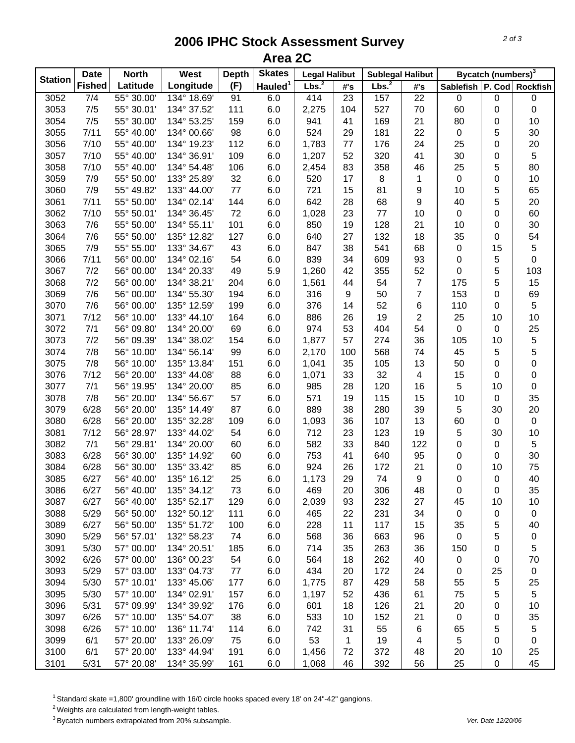# 2006 IPHC Stock Assessment Survey
## Area 2C

| Station | Date Fished | North Latitude | West Longitude | Depth (F) | Skates Hauled[1] | Legal Halibut | | Sublegal Halibut | | Bycatch (numbers)[3] | | |
|---|---|---|---|---|---|---|---|---|---|---|---|---|
| | | | | | | Lbs.[2] | #'s | Lbs.[2] | #'s | Sablefish | P. Cod | Rockfish |
| 3052 | 7/4 | 55° 30.00' | 134° 18.69' | 91 | 6.0 | 414 | 23 | 157 | 22 | 0 | 0 | 0 |
| 3053 | 7/5 | 55° 30.01' | 134° 37.52' | 111 | 6.0 | 2,275 | 104 | 527 | 70 | 60 | 0 | 0 |
| 3054 | 7/5 | 55° 30.00' | 134° 53.25' | 159 | 6.0 | 941 | 41 | 169 | 21 | 80 | 0 | 10 |
| 3055 | 7/11 | 55° 40.00' | 134° 00.66' | 98 | 6.0 | 524 | 29 | 181 | 22 | 0 | 5 | 30 |
| 3056 | 7/10 | 55° 40.00' | 134° 19.23' | 112 | 6.0 | 1,783 | 77 | 176 | 24 | 25 | 0 | 20 |
| 3057 | 7/10 | 55° 40.00' | 134° 36.91' | 109 | 6.0 | 1,207 | 52 | 320 | 41 | 30 | 0 | 5 |
| 3058 | 7/10 | 55° 40.00' | 134° 54.48' | 106 | 6.0 | 2,454 | 83 | 358 | 46 | 25 | 5 | 80 |
| 3059 | 7/9 | 55° 50.00' | 133° 25.89' | 32 | 6.0 | 520 | 17 | 8 | 1 | 0 | 0 | 10 |
| 3060 | 7/9 | 55° 49.82' | 133° 44.00' | 77 | 6.0 | 721 | 15 | 81 | 9 | 10 | 5 | 65 |
| 3061 | 7/11 | 55° 50.00' | 134° 02.14' | 144 | 6.0 | 642 | 28 | 68 | 9 | 40 | 5 | 20 |
| 3062 | 7/10 | 55° 50.01' | 134° 36.45' | 72 | 6.0 | 1,028 | 23 | 77 | 10 | 0 | 0 | 60 |
| 3063 | 7/6 | 55° 50.00' | 134° 55.11' | 101 | 6.0 | 850 | 19 | 128 | 21 | 10 | 0 | 30 |
| 3064 | 7/6 | 55° 50.00' | 135° 12.82' | 127 | 6.0 | 640 | 27 | 132 | 18 | 35 | 0 | 54 |
| 3065 | 7/9 | 55° 55.00' | 133° 34.67' | 43 | 6.0 | 847 | 38 | 541 | 68 | 0 | 15 | 5 |
| 3066 | 7/11 | 56° 00.00' | 134° 02.16' | 54 | 6.0 | 839 | 34 | 609 | 93 | 0 | 5 | 0 |
| 3067 | 7/2 | 56° 00.00' | 134° 20.33' | 49 | 5.9 | 1,260 | 42 | 355 | 52 | 0 | 5 | 103 |
| 3068 | 7/2 | 56° 00.00' | 134° 38.21' | 204 | 6.0 | 1,561 | 44 | 54 | 7 | 175 | 5 | 15 |
| 3069 | 7/6 | 56° 00.00' | 134° 55.30' | 194 | 6.0 | 316 | 9 | 50 | 7 | 153 | 0 | 69 |
| 3070 | 7/6 | 56° 00.00' | 135° 12.59' | 199 | 6.0 | 376 | 14 | 52 | 6 | 110 | 0 | 5 |
| 3071 | 7/12 | 56° 10.00' | 133° 44.10' | 164 | 6.0 | 886 | 26 | 19 | 2 | 25 | 10 | 10 |
| 3072 | 7/1 | 56° 09.80' | 134° 20.00' | 69 | 6.0 | 974 | 53 | 404 | 54 | 0 | 0 | 25 |
| 3073 | 7/2 | 56° 09.39' | 134° 38.02' | 154 | 6.0 | 1,877 | 57 | 274 | 36 | 105 | 10 | 5 |
| 3074 | 7/8 | 56° 10.00' | 134° 56.14' | 99 | 6.0 | 2,170 | 100 | 568 | 74 | 45 | 5 | 5 |
| 3075 | 7/8 | 56° 10.00' | 135° 13.84' | 151 | 6.0 | 1,041 | 35 | 105 | 13 | 50 | 0 | 0 |
| 3076 | 7/12 | 56° 20.00' | 133° 44.08' | 88 | 6.0 | 1,071 | 33 | 32 | 4 | 15 | 0 | 0 |
| 3077 | 7/1 | 56° 19.95' | 134° 20.00' | 85 | 6.0 | 985 | 28 | 120 | 16 | 5 | 10 | 0 |
| 3078 | 7/8 | 56° 20.00' | 134° 56.67' | 57 | 6.0 | 571 | 19 | 115 | 15 | 10 | 0 | 35 |
| 3079 | 6/28 | 56° 20.00' | 135° 14.49' | 87 | 6.0 | 889 | 38 | 280 | 39 | 5 | 30 | 20 |
| 3080 | 6/28 | 56° 20.00' | 135° 32.28' | 109 | 6.0 | 1,093 | 36 | 107 | 13 | 60 | 0 | 0 |
| 3081 | 7/12 | 56° 28.97' | 133° 44.02' | 54 | 6.0 | 712 | 23 | 123 | 19 | 5 | 30 | 10 |
| 3082 | 7/1 | 56° 29.81' | 134° 20.00' | 60 | 6.0 | 582 | 33 | 840 | 122 | 0 | 0 | 5 |
| 3083 | 6/28 | 56° 30.00' | 135° 14.92' | 60 | 6.0 | 753 | 41 | 640 | 95 | 0 | 0 | 30 |
| 3084 | 6/28 | 56° 30.00' | 135° 33.42' | 85 | 6.0 | 924 | 26 | 172 | 21 | 0 | 10 | 75 |
| 3085 | 6/27 | 56° 40.00' | 135° 16.12' | 25 | 6.0 | 1,173 | 29 | 74 | 9 | 0 | 0 | 40 |
| 3086 | 6/27 | 56° 40.00' | 135° 34.12' | 73 | 6.0 | 469 | 20 | 306 | 48 | 0 | 0 | 35 |
| 3087 | 6/27 | 56° 40.00' | 135° 52.17' | 129 | 6.0 | 2,039 | 93 | 232 | 27 | 45 | 10 | 10 |
| 3088 | 5/29 | 56° 50.00' | 132° 50.12' | 111 | 6.0 | 465 | 22 | 231 | 34 | 0 | 0 | 0 |
| 3089 | 6/27 | 56° 50.00' | 135° 51.72' | 100 | 6.0 | 228 | 11 | 117 | 15 | 35 | 5 | 40 |
| 3090 | 5/29 | 56° 57.01' | 132° 58.23' | 74 | 6.0 | 568 | 36 | 663 | 96 | 0 | 5 | 0 |
| 3091 | 5/30 | 57° 00.00' | 134° 20.51' | 185 | 6.0 | 714 | 35 | 263 | 36 | 150 | 0 | 5 |
| 3092 | 6/26 | 57° 00.00' | 136° 00.23' | 54 | 6.0 | 564 | 18 | 262 | 40 | 0 | 0 | 70 |
| 3093 | 5/29 | 57° 03.00' | 133° 04.73' | 77 | 6.0 | 434 | 20 | 172 | 24 | 0 | 25 | 0 |
| 3094 | 5/30 | 57° 10.01' | 133° 45.06' | 177 | 6.0 | 1,775 | 87 | 429 | 58 | 55 | 5 | 25 |
| 3095 | 5/30 | 57° 10.00' | 134° 02.91' | 157 | 6.0 | 1,197 | 52 | 436 | 61 | 75 | 5 | 5 |
| 3096 | 5/31 | 57° 09.99' | 134° 39.92' | 176 | 6.0 | 601 | 18 | 126 | 21 | 20 | 0 | 10 |
| 3097 | 6/26 | 57° 10.00' | 135° 54.07' | 38 | 6.0 | 533 | 10 | 152 | 21 | 0 | 0 | 35 |
| 3098 | 6/26 | 57° 10.00' | 136° 11.74' | 114 | 6.0 | 742 | 31 | 55 | 6 | 65 | 5 | 5 |
| 3099 | 6/1 | 57° 20.00' | 133° 26.09' | 75 | 6.0 | 53 | 1 | 19 | 4 | 5 | 0 | 0 |
| 3100 | 6/1 | 57° 20.00' | 133° 44.94' | 191 | 6.0 | 1,456 | 72 | 372 | 48 | 20 | 10 | 25 |
| 3101 | 5/31 | 57° 20.08' | 134° 35.99' | 161 | 6.0 | 1,068 | 46 | 392 | 56 | 25 | 0 | 45 |

[1] Standard skate =1,800' groundline with 16/0 circle hooks spaced every 18' on 24"-42" gangions.

[2] Weights are calculated from length-weight tables.

[3] Bycatch numbers extrapolated from 20% subsample.

*Ver. Date 12/20/06*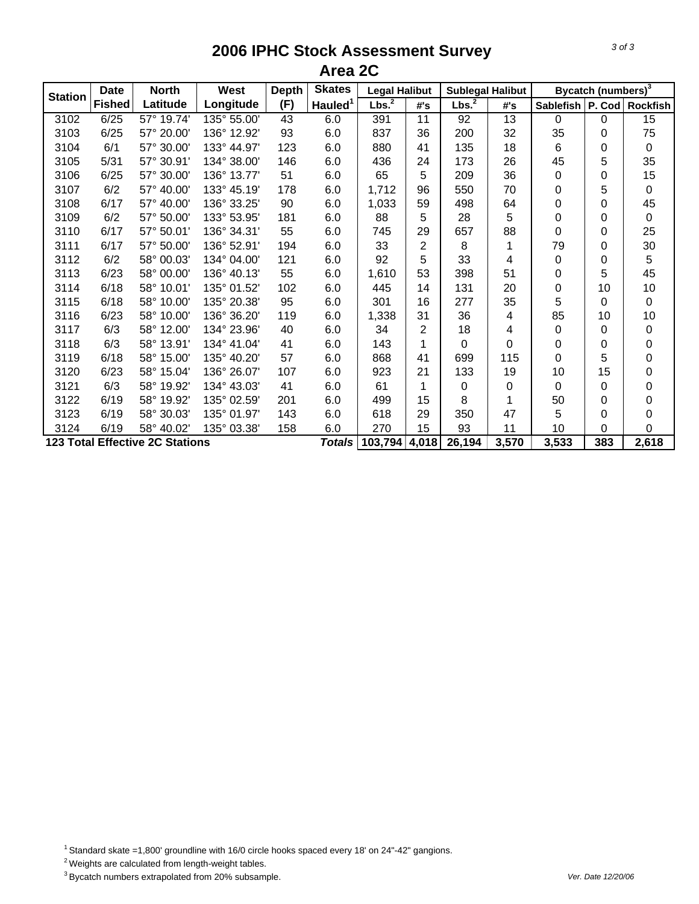# 2006 IPHC Stock Assessment Survey
## Area 2C

| Station | Date | North | West | Depth | Skates | Legal Halibut | | Sublegal Halibut | | Bycatch (numbers)[3] | | |
|---|---|---|---|---|---|---|---|---|---|---|---|---|
| | Fished | Latitude | Longitude | (F) | Hauled[1] | Lbs.[2] | #'s | Lbs.[2] | #'s | Sablefish | P. Cod | Rockfish |
| 3102 | 6/25 | 57° 19.74' | 135° 55.00' | 43 | 6.0 | 391 | 11 | 92 | 13 | 0 | 0 | 15 |
| 3103 | 6/25 | 57° 20.00' | 136° 12.92' | 93 | 6.0 | 837 | 36 | 200 | 32 | 35 | 0 | 75 |
| 3104 | 6/1 | 57° 30.00' | 133° 44.97' | 123 | 6.0 | 880 | 41 | 135 | 18 | 6 | 0 | 0 |
| 3105 | 5/31 | 57° 30.91' | 134° 38.00' | 146 | 6.0 | 436 | 24 | 173 | 26 | 45 | 5 | 35 |
| 3106 | 6/25 | 57° 30.00' | 136° 13.77' | 51 | 6.0 | 65 | 5 | 209 | 36 | 0 | 0 | 15 |
| 3107 | 6/2 | 57° 40.00' | 133° 45.19' | 178 | 6.0 | 1,712 | 96 | 550 | 70 | 0 | 5 | 0 |
| 3108 | 6/17 | 57° 40.00' | 136° 33.25' | 90 | 6.0 | 1,033 | 59 | 498 | 64 | 0 | 0 | 45 |
| 3109 | 6/2 | 57° 50.00' | 133° 53.95' | 181 | 6.0 | 88 | 5 | 28 | 5 | 0 | 0 | 0 |
| 3110 | 6/17 | 57° 50.01' | 136° 34.31' | 55 | 6.0 | 745 | 29 | 657 | 88 | 0 | 0 | 25 |
| 3111 | 6/17 | 57° 50.00' | 136° 52.91' | 194 | 6.0 | 33 | 2 | 8 | 1 | 79 | 0 | 30 |
| 3112 | 6/2 | 58° 00.03' | 134° 04.00' | 121 | 6.0 | 92 | 5 | 33 | 4 | 0 | 0 | 5 |
| 3113 | 6/23 | 58° 00.00' | 136° 40.13' | 55 | 6.0 | 1,610 | 53 | 398 | 51 | 0 | 5 | 45 |
| 3114 | 6/18 | 58° 10.01' | 135° 01.52' | 102 | 6.0 | 445 | 14 | 131 | 20 | 0 | 10 | 10 |
| 3115 | 6/18 | 58° 10.00' | 135° 20.38' | 95 | 6.0 | 301 | 16 | 277 | 35 | 5 | 0 | 0 |
| 3116 | 6/23 | 58° 10.00' | 136° 36.20' | 119 | 6.0 | 1,338 | 31 | 36 | 4 | 85 | 10 | 10 |
| 3117 | 6/3 | 58° 12.00' | 134° 23.96' | 40 | 6.0 | 34 | 2 | 18 | 4 | 0 | 0 | 0 |
| 3118 | 6/3 | 58° 13.91' | 134° 41.04' | 41 | 6.0 | 143 | 1 | 0 | 0 | 0 | 0 | 0 |
| 3119 | 6/18 | 58° 15.00' | 135° 40.20' | 57 | 6.0 | 868 | 41 | 699 | 115 | 0 | 5 | 0 |
| 3120 | 6/23 | 58° 15.04' | 136° 26.07' | 107 | 6.0 | 923 | 21 | 133 | 19 | 10 | 15 | 0 |
| 3121 | 6/3 | 58° 19.92' | 134° 43.03' | 41 | 6.0 | 61 | 1 | 0 | 0 | 0 | 0 | 0 |
| 3122 | 6/19 | 58° 19.92' | 135° 02.59' | 201 | 6.0 | 499 | 15 | 8 | 1 | 50 | 0 | 0 |
| 3123 | 6/19 | 58° 30.03' | 135° 01.97' | 143 | 6.0 | 618 | 29 | 350 | 47 | 5 | 0 | 0 |
| 3124 | 6/19 | 58° 40.02' | 135° 03.38' | 158 | 6.0 | 270 | 15 | 93 | 11 | 10 | 0 | 0 |
| **123 Total Effective 2C Stations** | | | | | ***Totals*** | **103,794** | **4,018** | **26,194** | **3,570** | **3,533** | **383** | **2,618** |

[1] Standard skate =1,800' groundline with 16/0 circle hooks spaced every 18' on 24"-42" gangions.

[2] Weights are calculated from length-weight tables.

[3] Bycatch numbers extrapolated from 20% subsample.

*Ver. Date 12/20/06*